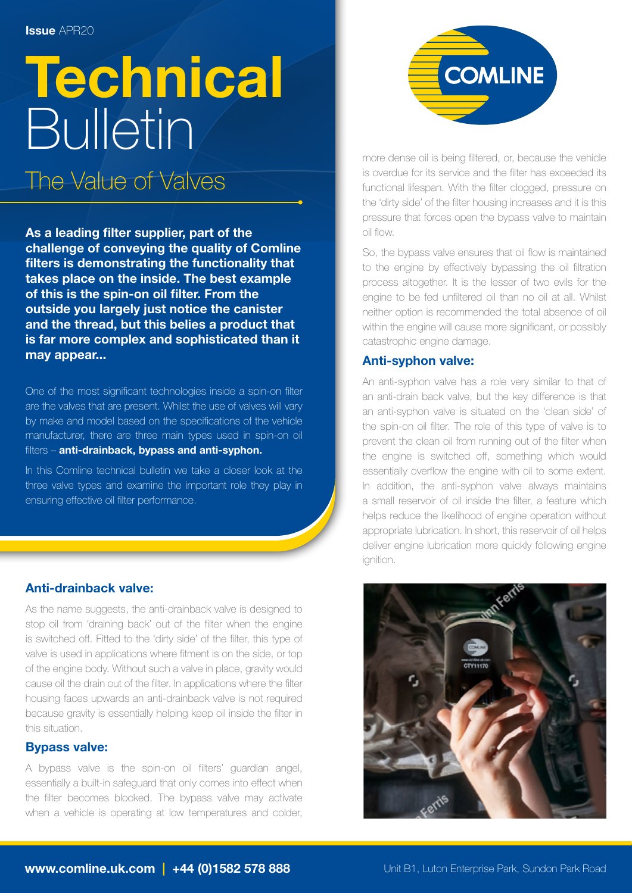**Issue** APR20

# Technical Bulletin

## The Value of Valves

**As a leading filter supplier, part of the challenge of conveying the quality of Comline filters is demonstrating the functionality that takes place on the inside. The best example of this is the spin-on oil filter. From the outside you largely just notice the canister and the thread, but this belies a product that is far more complex and sophisticated than it may appear...**

One of the most significant technologies inside a spin-on filter are the valves that are present. Whilst the use of valves will vary by make and model based on the specifications of the vehicle manufacturer, there are three main types used in spin-on oil filters – **anti-drainback, bypass and anti-syphon.**

In this Comline technical bulletin we take a closer look at the three valve types and examine the important role they play in ensuring effective oil filter performance.

### Anti-drainback valve:

As the name suggests, the anti-drainback valve is designed to stop oil from 'draining back' out of the filter when the engine is switched off. Fitted to the 'dirty side' of the filter, this type of valve is used in applications where fitment is on the side, or top of the engine body. Without such a valve in place, gravity would cause oil the drain out of the filter. In applications where the filter housing faces upwards an anti-drainback valve is not required because gravity is essentially helping keep oil inside the filter in this situation.

### Bypass valve:

A bypass valve is the spin-on oil filters' guardian angel, essentially a built-in safeguard that only comes into effect when the filter becomes blocked. The bypass valve may activate when a vehicle is operating at low temperatures and colder, more dense oil is being filtered, or, because the vehicle is overdue for its service and the filter has exceeded its functional lifespan. With the filter clogged, pressure on the 'dirty side' of the filter housing increases and it is this pressure that forces open the bypass valve to maintain oil flow.

So, the bypass valve ensures that oil flow is maintained to the engine by effectively bypassing the oil filtration process altogether. It is the lesser of two evils for the engine to be fed unfiltered oil than no oil at all. Whilst neither option is recommended the total absence of oil within the engine will cause more significant, or possibly catastrophic engine damage.

### Anti-syphon valve:

An anti-syphon valve has a role very similar to that of an anti-drain back valve, but the key difference is that an anti-syphon valve is situated on the 'clean side' of the spin-on oil filter. The role of this type of valve is to prevent the clean oil from running out of the filter when the engine is switched off, something which would essentially overflow the engine with oil to some extent. In addition, the anti-syphon valve always maintains a small reservoir of oil inside the filter, a feature which helps reduce the likelihood of engine operation without appropriate lubrication. In short, this reservoir of oil helps deliver engine lubrication more quickly following engine ignition.

**www.comline.uk.com | +44 (0)1582 578 888** Unit B1, Luton Enterprise Park, Sundon Park Road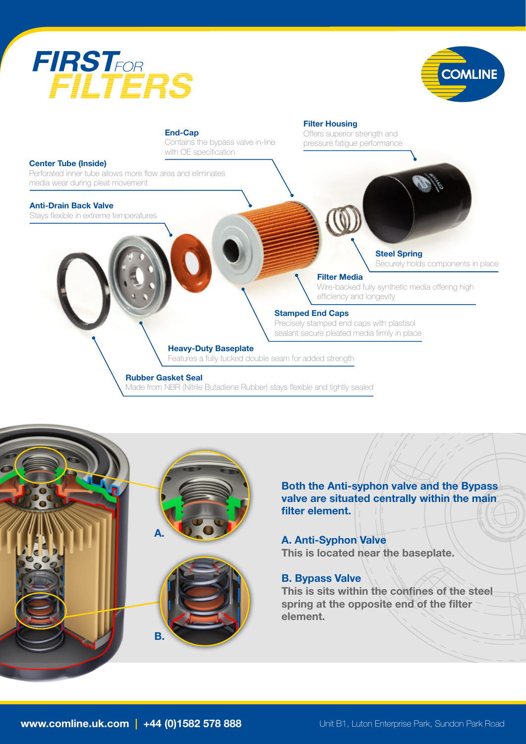# FIRST FOR FILTERS

COMLINE

**End-Cap**
Contains the bypass valve in-line with OE specification

**Filter Housing**
Offers superior strength and pressure fatigue performance

**Center Tube (Inside)**
Perforated inner tube allows more flow area and eliminates media wear during pleat movement

**Anti-Drain Back Valve**
Stays flexible in extreme temperatures

**Steel Spring**
Securely holds components in place

**Filter Media**
Wire-backed fully synthetic media offering high efficiency and longevity

**Stamped End Caps**
Precisely stamped end caps with plastisol sealant secure pleated media firmly in place

**Heavy-Duty Baseplate**
Features a fully tucked double seam for added strength

**Rubber Gasket Seal**
Made from NBR (Nitrile Butadiene Rubber) stays flexible and tightly sealed

A.

B.

**Both the Anti-syphon valve and the Bypass valve are situated centrally within the main filter element.**

**A. Anti-Syphon Valve**
**This is located near the baseplate.**

**B. Bypass Valve**
**This is sits within the confines of the steel spring at the opposite end of the filter element.**

**www.comline.uk.com** | **+44 (0)1582 578 888** Unit B1, Luton Enterprise Park, Sundon Park Road